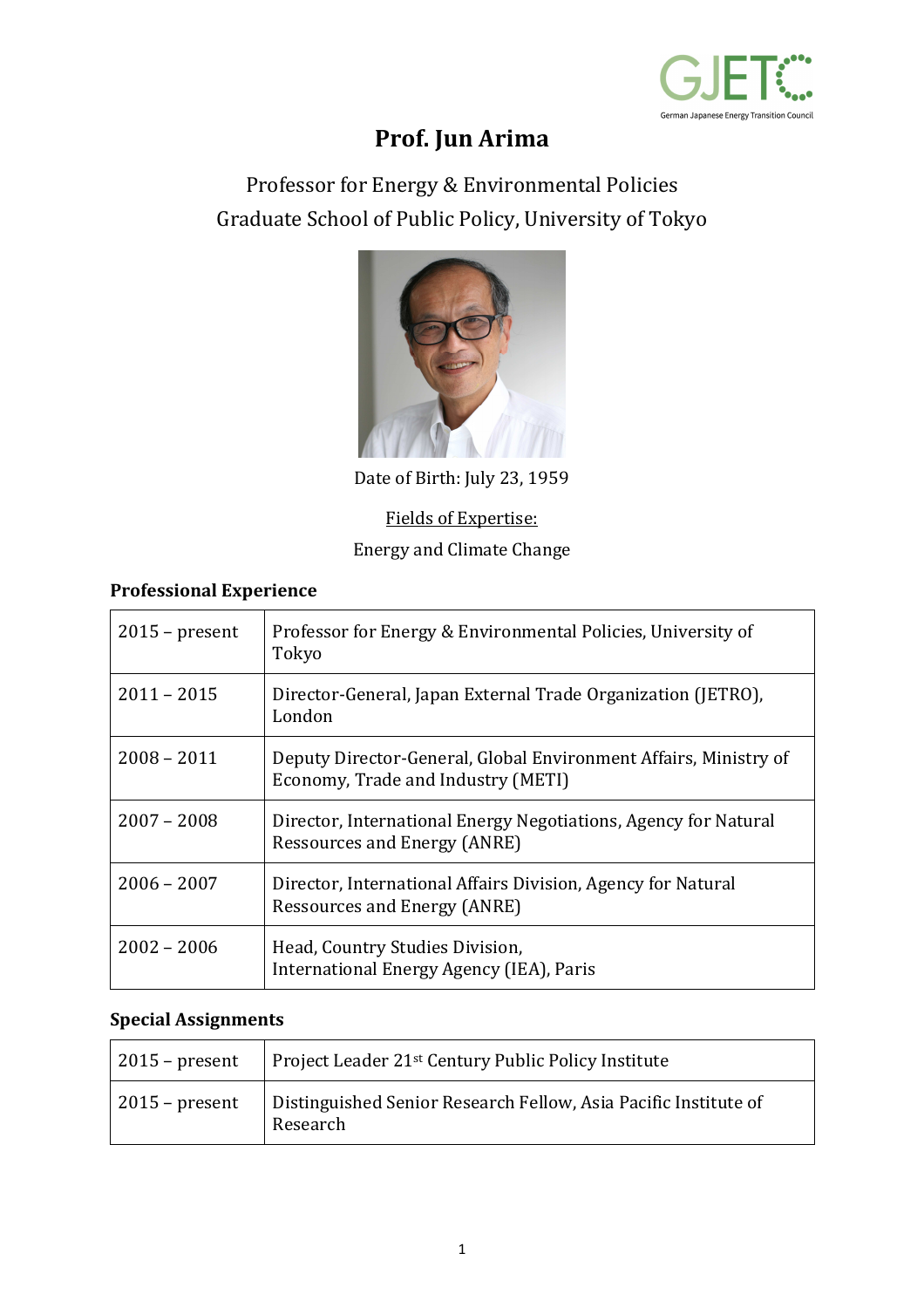# Prof. Jun Arima

Professor for Energy & Environmental Policies
Graduate School of Public Policy, University of Tokyo

Date of Birth: July 23, 1959

Fields of Expertise:

Energy and Climate Change

## Professional Experience

| | |
|---|---|
| 2015 – present | Professor for Energy & Environmental Policies, University of Tokyo |
| 2011 – 2015 | Director-General, Japan External Trade Organization (JETRO), London |
| 2008 – 2011 | Deputy Director-General, Global Environment Affairs, Ministry of Economy, Trade and Industry (METI) |
| 2007 – 2008 | Director, International Energy Negotiations, Agency for Natural Ressources and Energy (ANRE) |
| 2006 – 2007 | Director, International Affairs Division, Agency for Natural Ressources and Energy (ANRE) |
| 2002 – 2006 | Head, Country Studies Division, International Energy Agency (IEA), Paris |

## Special Assignments

| | |
|---|---|
| 2015 – present | Project Leader 21st Century Public Policy Institute |
| 2015 – present | Distinguished Senior Research Fellow, Asia Pacific Institute of Research |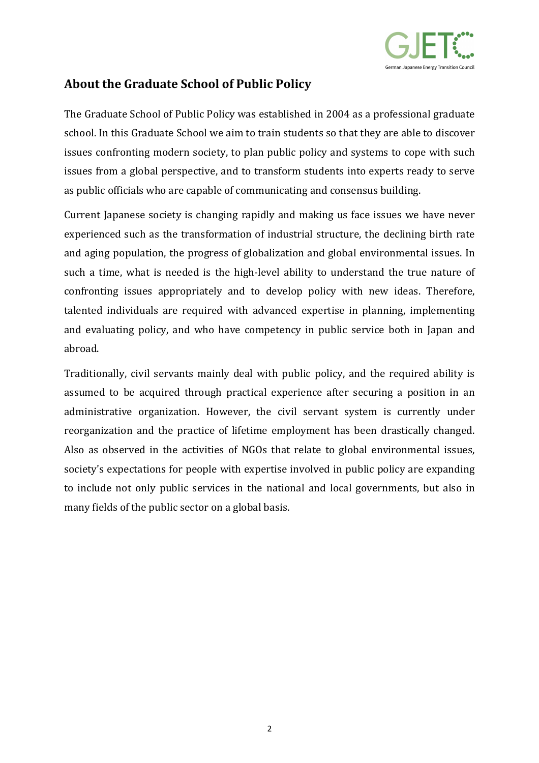## About the Graduate School of Public Policy

The Graduate School of Public Policy was established in 2004 as a professional graduate school. In this Graduate School we aim to train students so that they are able to discover issues confronting modern society, to plan public policy and systems to cope with such issues from a global perspective, and to transform students into experts ready to serve as public officials who are capable of communicating and consensus building.

Current Japanese society is changing rapidly and making us face issues we have never experienced such as the transformation of industrial structure, the declining birth rate and aging population, the progress of globalization and global environmental issues. In such a time, what is needed is the high-level ability to understand the true nature of confronting issues appropriately and to develop policy with new ideas. Therefore, talented individuals are required with advanced expertise in planning, implementing and evaluating policy, and who have competency in public service both in Japan and abroad.

Traditionally, civil servants mainly deal with public policy, and the required ability is assumed to be acquired through practical experience after securing a position in an administrative organization. However, the civil servant system is currently under reorganization and the practice of lifetime employment has been drastically changed. Also as observed in the activities of NGOs that relate to global environmental issues, society's expectations for people with expertise involved in public policy are expanding to include not only public services in the national and local governments, but also in many fields of the public sector on a global basis.